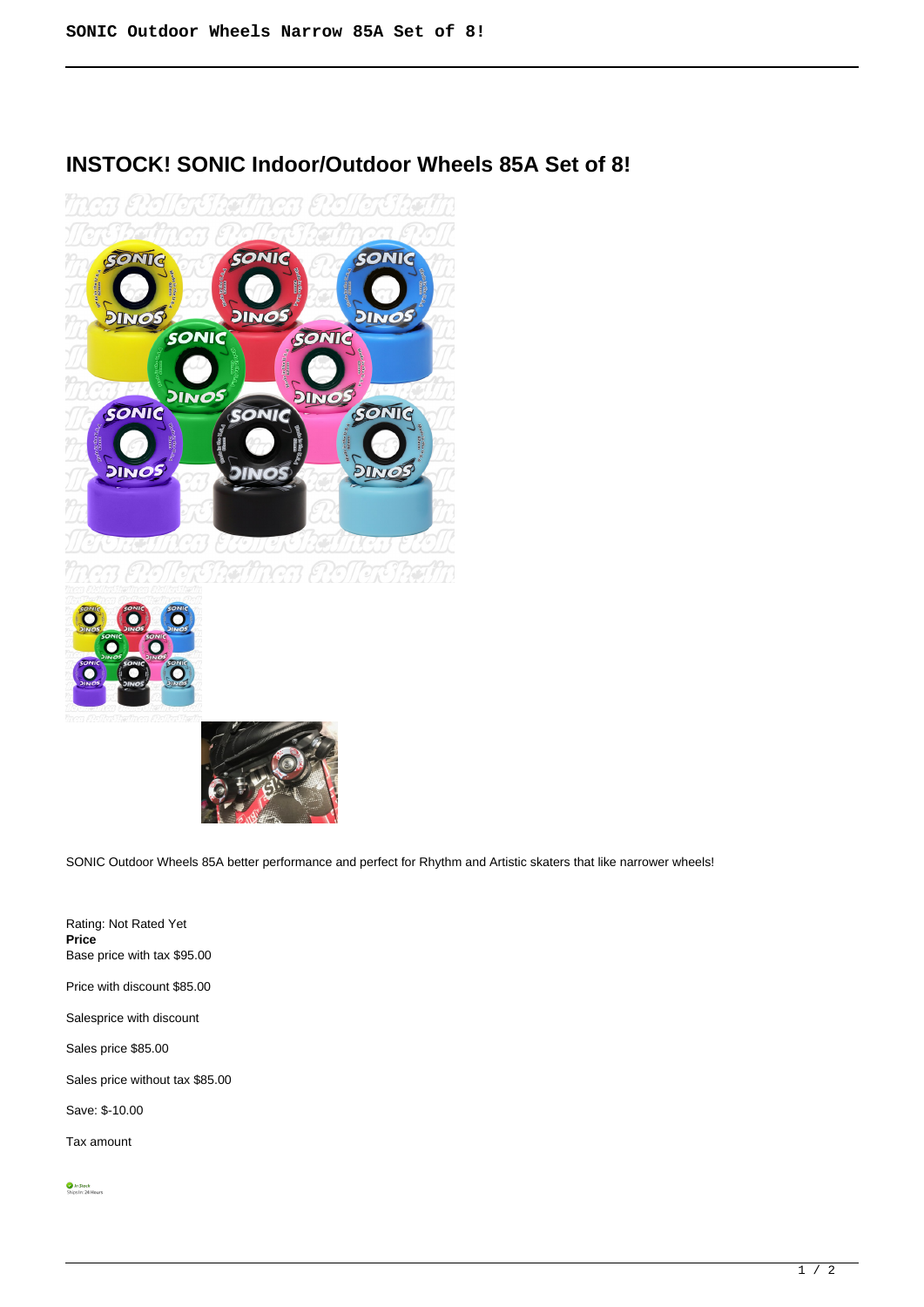# INSTOCK! SONIC Indoor/Outdoor Wheels 85A Set of 8!

SONIC Outdoor Wheels 85A better performance and perfect for Rhythm and Artistic skaters that like narrower wheels!

Rating: Not Rated Yet
**Price**
Base price with tax $95.00

Price with discount $85.00

Salesprice with discount

Sales price $85.00

Sales price without tax $85.00

Save: $-10.00

Tax amount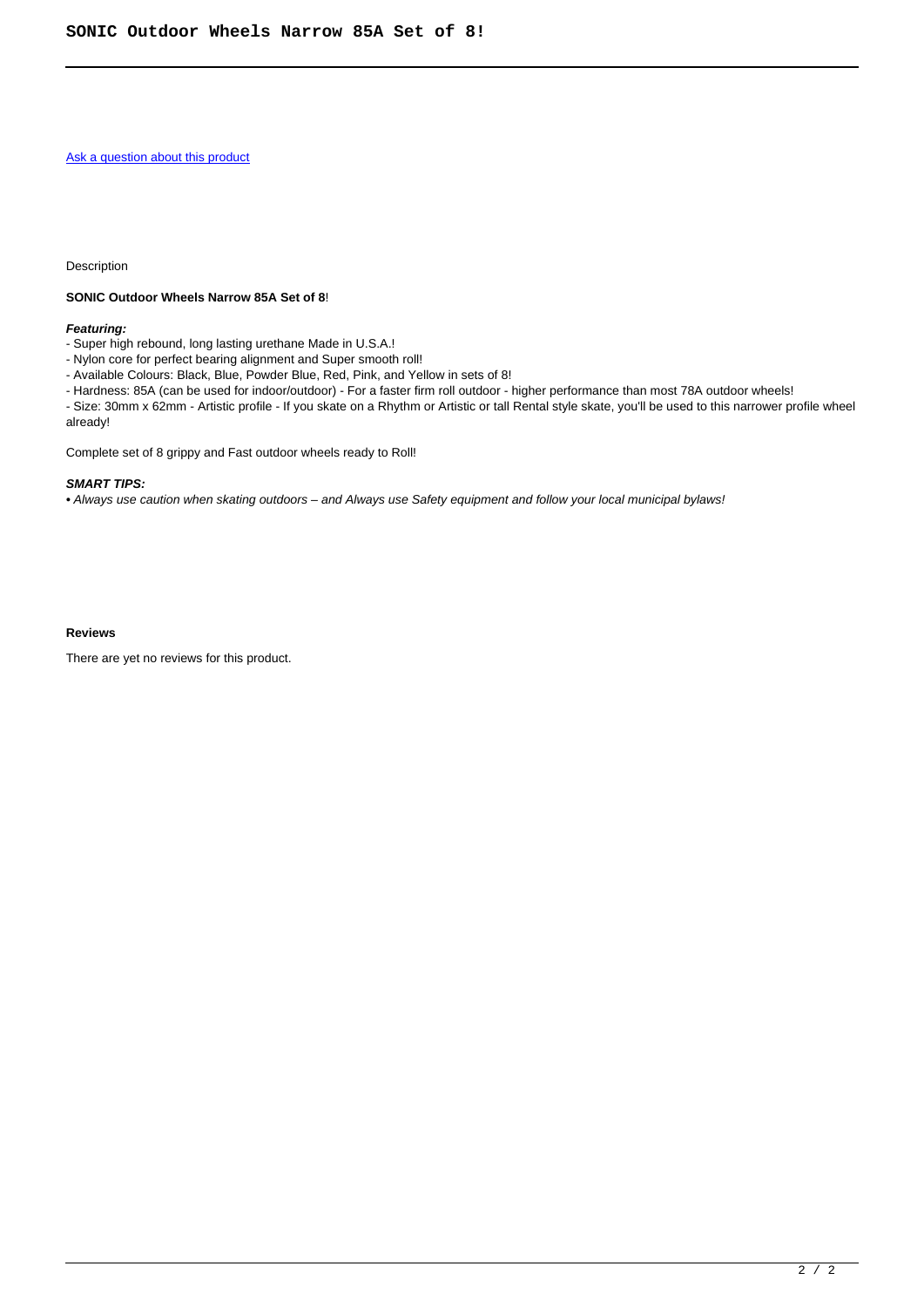# SONIC Outdoor Wheels Narrow 85A Set of 8!

[Ask a question about this product]

Description

**SONIC Outdoor Wheels Narrow 85A Set of 8**!

***Featuring:***

- Super high rebound, long lasting urethane Made in U.S.A.!
- Nylon core for perfect bearing alignment and Super smooth roll!
- Available Colours: Black, Blue, Powder Blue, Red, Pink, and Yellow in sets of 8!
- Hardness: 85A (can be used for indoor/outdoor) - For a faster firm roll outdoor - higher performance than most 78A outdoor wheels!
- Size: 30mm x 62mm - Artistic profile - If you skate on a Rhythm or Artistic or tall Rental style skate, you'll be used to this narrower profile wheel already!

Complete set of 8 grippy and Fast outdoor wheels ready to Roll!

***SMART TIPS:***

**•** *Always use caution when skating outdoors – and Always use Safety equipment and follow your local municipal bylaws!*

**Reviews**

There are yet no reviews for this product.